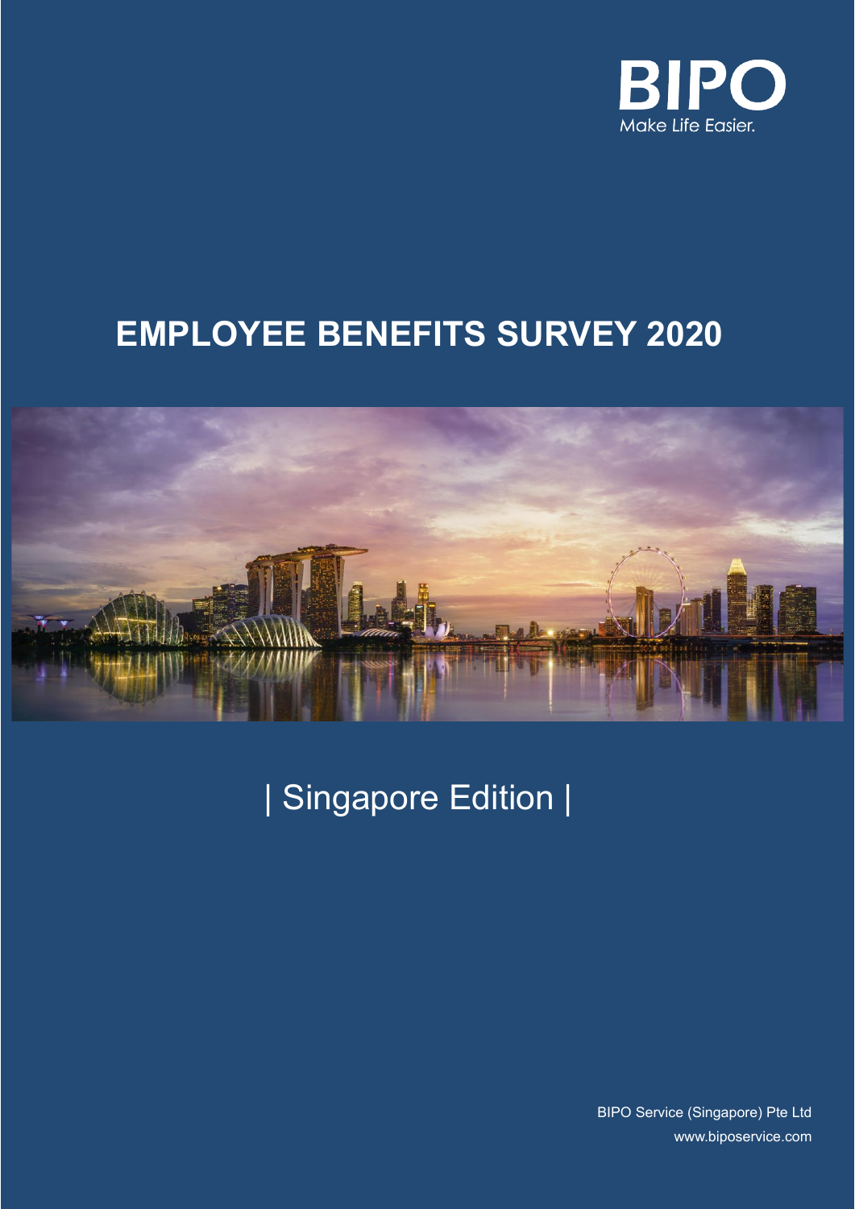BIPO

Make Life Easier.

# EMPLOYEE BENEFITS SURVEY 2020

| Singapore Edition |

BIPO Service (Singapore) Pte Ltd

www.biposervice.com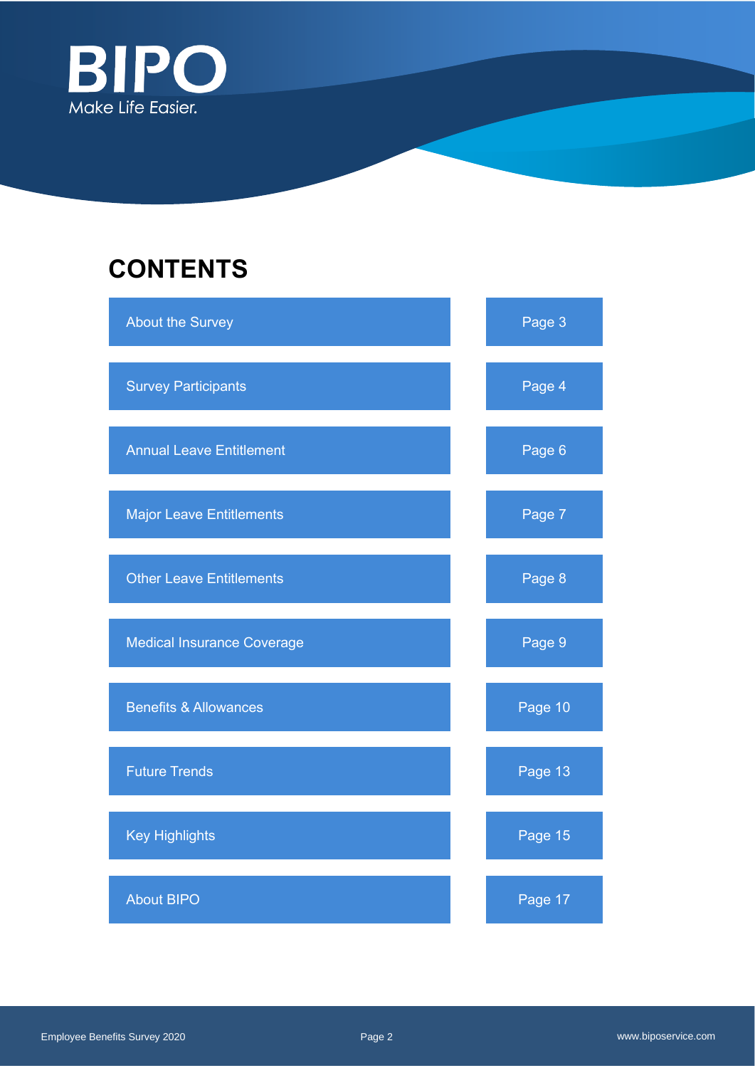BIPO
Make Life Easier.

# CONTENTS

| | |
|---|---|
| About the Survey | Page 3 |
| Survey Participants | Page 4 |
| Annual Leave Entitlement | Page 6 |
| Major Leave Entitlements | Page 7 |
| Other Leave Entitlements | Page 8 |
| Medical Insurance Coverage | Page 9 |
| Benefits & Allowances | Page 10 |
| Future Trends | Page 13 |
| Key Highlights | Page 15 |
| About BIPO | Page 17 |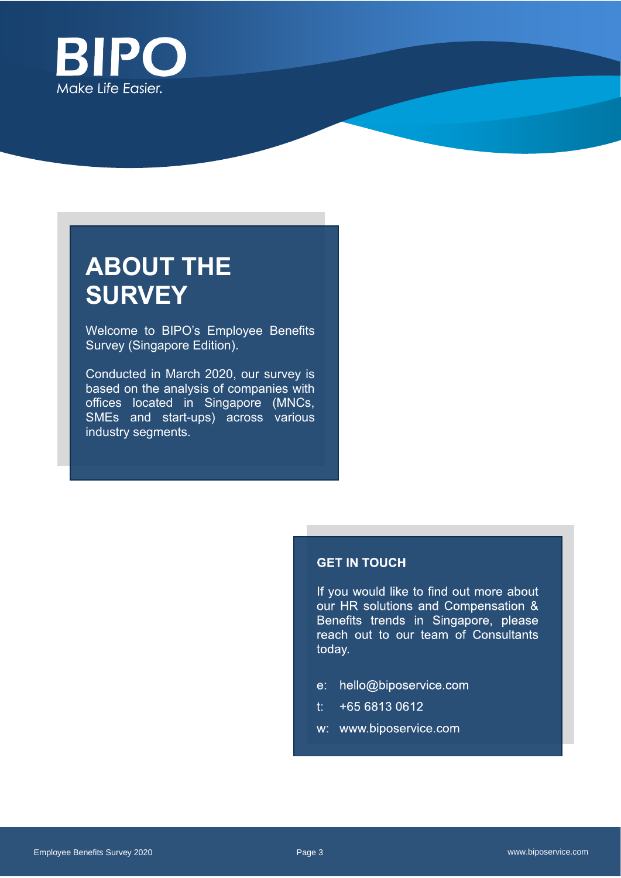BIPO

Make Life Easier.

# ABOUT THE SURVEY

Welcome to BIPO's Employee Benefits Survey (Singapore Edition).

Conducted in March 2020, our survey is based on the analysis of companies with offices located in Singapore (MNCs, SMEs and start-ups) across various industry segments.

## GET IN TOUCH

If you would like to find out more about our HR solutions and Compensation & Benefits trends in Singapore, please reach out to our team of Consultants today.

e: hello@biposervice.com

t: +65 6813 0612

w: www.biposervice.com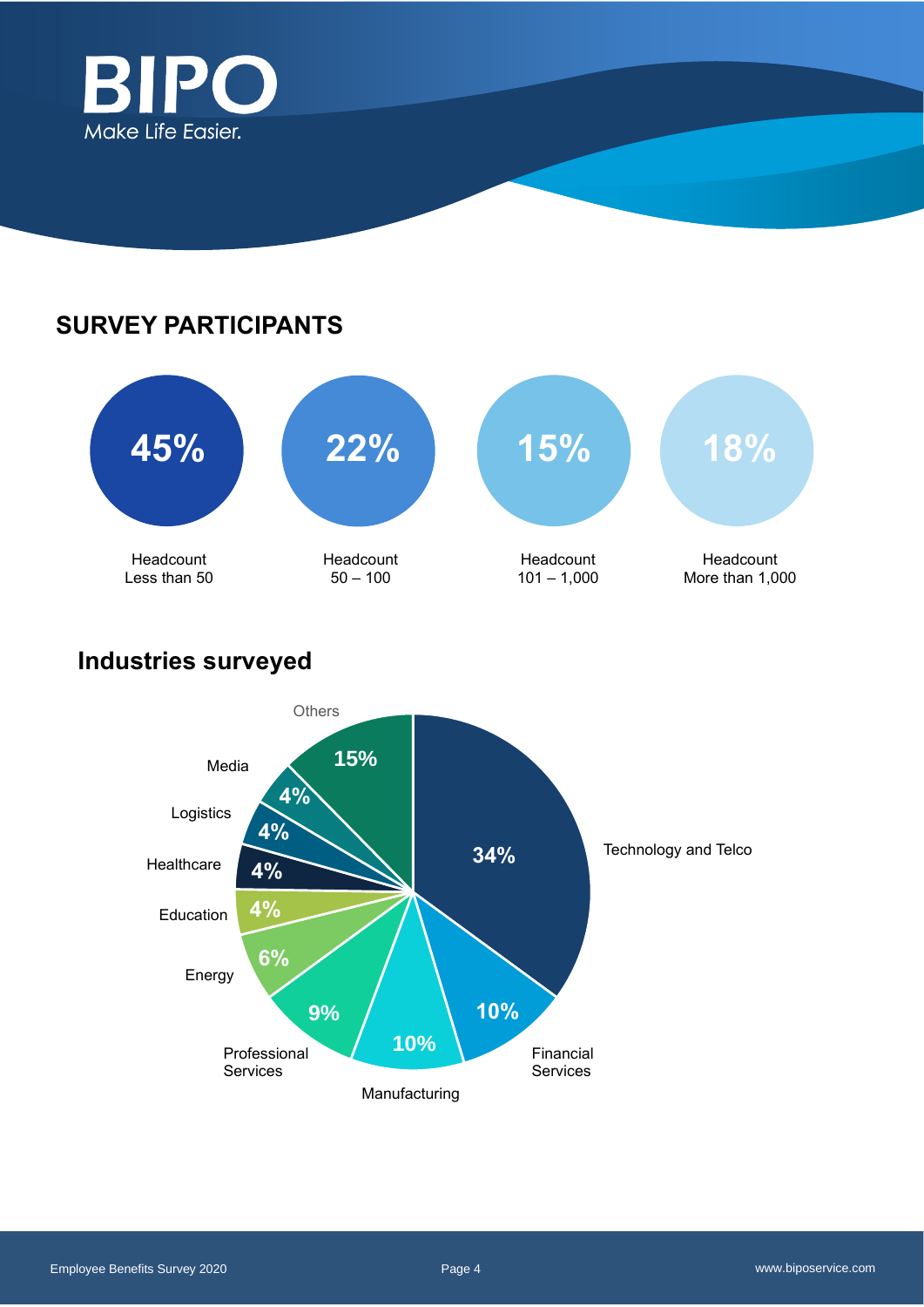## SURVEY PARTICIPANTS

| 45% | 22% | 15% | 18% |
|---|---|---|---|
| Headcount Less than 50 | Headcount 50 – 100 | Headcount 101 – 1,000 | Headcount More than 1,000 |

### Industries surveyed

| Industry | % |
|---|---|
| Technology and Telco | 34% |
| Financial Services | 10% |
| Manufacturing | 10% |
| Professional Services | 9% |
| Energy | 6% |
| Education | 4% |
| Healthcare | 4% |
| Logistics | 4% |
| Media | 4% |
| Others | 15% |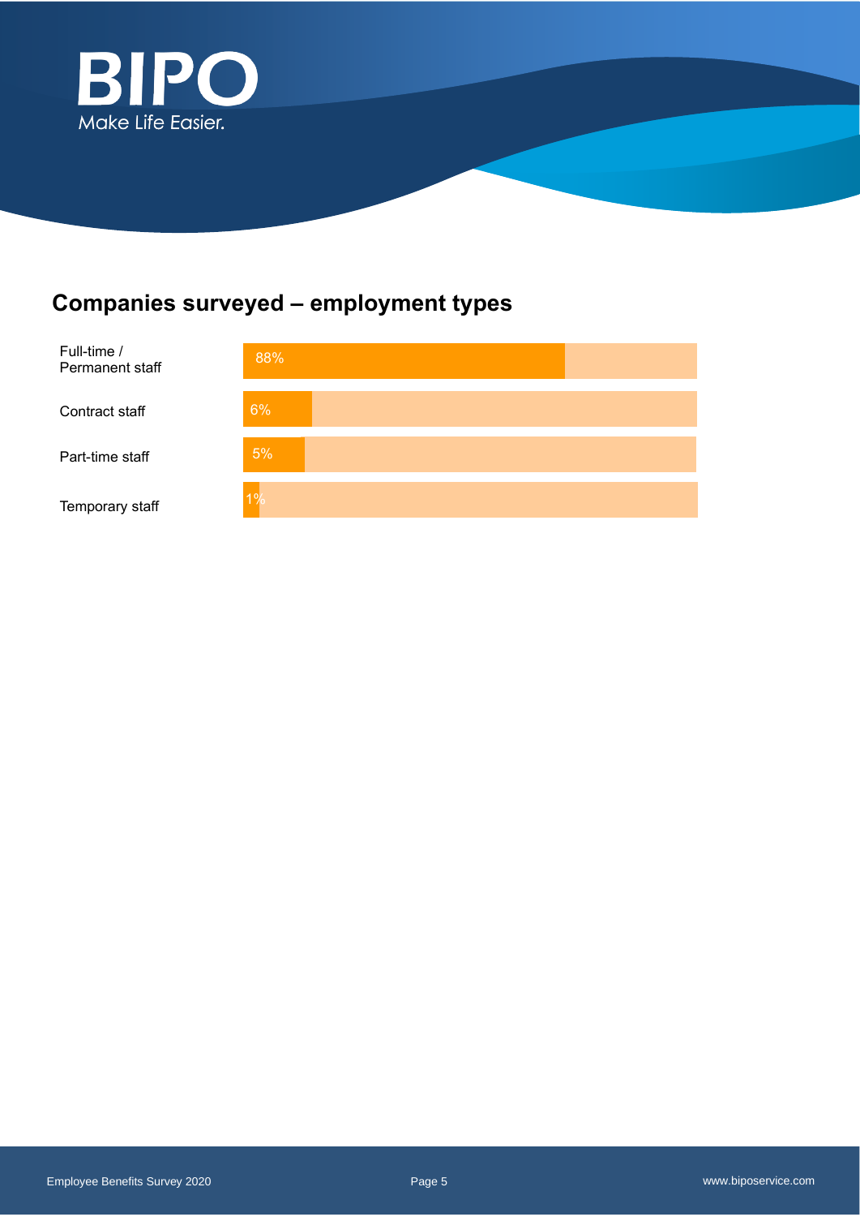## Companies surveyed – employment types

| Employment type | Percentage |
|---|---|
| Full-time / Permanent staff | 88% |
| Contract staff | 6% |
| Part-time staff | 5% |
| Temporary staff | 1% |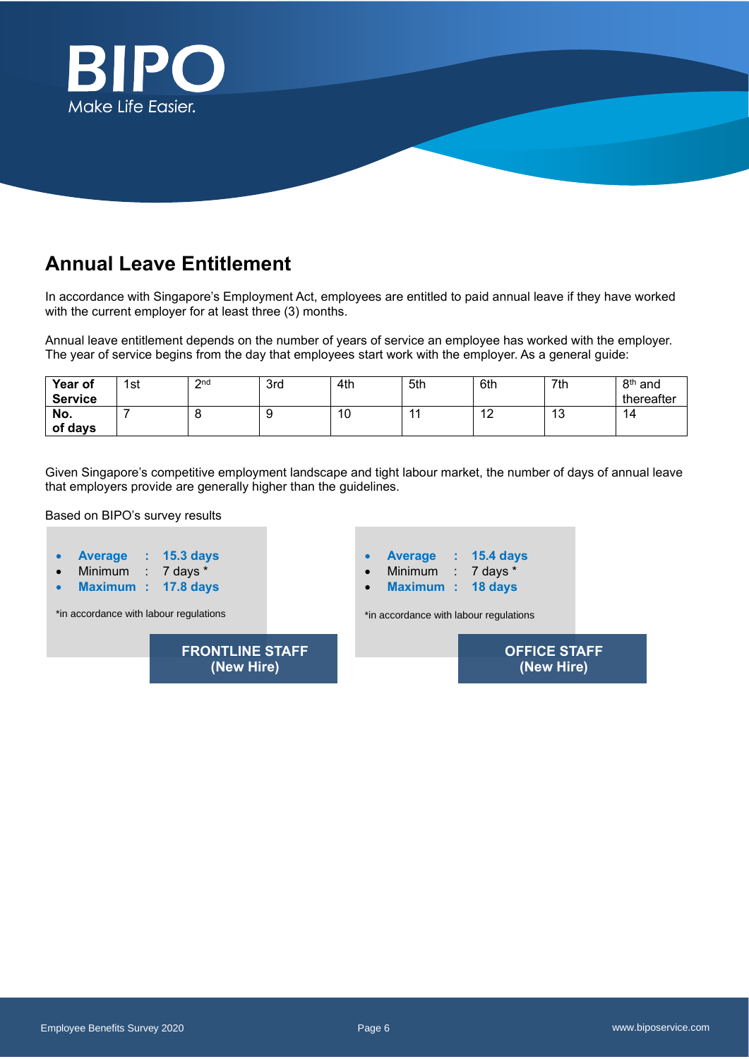## Annual Leave Entitlement

In accordance with Singapore's Employment Act, employees are entitled to paid annual leave if they have worked with the current employer for at least three (3) months.

Annual leave entitlement depends on the number of years of service an employee has worked with the employer. The year of service begins from the day that employees start work with the employer. As a general guide:

| **Year of Service** | 1st | 2nd | 3rd | 4th | 5th | 6th | 7th | 8th and thereafter |
|---|---|---|---|---|---|---|---|---|
| **No. of days** | 7 | 8 | 9 | 10 | 11 | 12 | 13 | 14 |

Given Singapore's competitive employment landscape and tight labour market, the number of days of annual leave that employers provide are generally higher than the guidelines.

Based on BIPO's survey results

**FRONTLINE STAFF (New Hire)**

- **Average : 15.3 days**
- Minimum : 7 days *
- **Maximum : 17.8 days**

*in accordance with labour regulations

**OFFICE STAFF (New Hire)**

- **Average : 15.4 days**
- Minimum : 7 days *
- **Maximum : 18 days**

*in accordance with labour regulations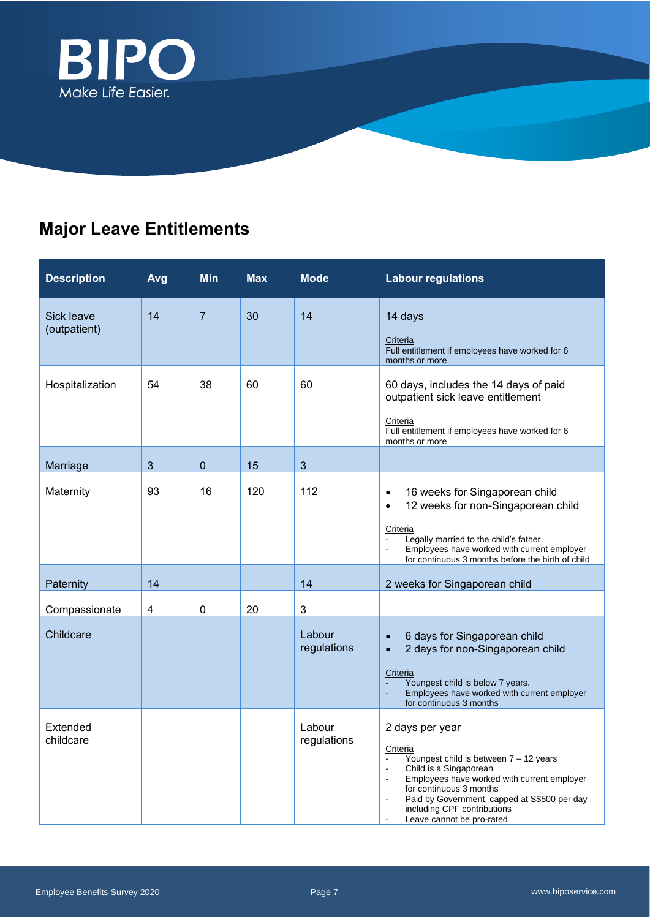## Major Leave Entitlements

| Description | Avg | Min | Max | Mode | Labour regulations |
|---|---|---|---|---|---|
| Sick leave (outpatient) | 14 | 7 | 30 | 14 | 14 days<br><br>Criteria<br>Full entitlement if employees have worked for 6 months or more |
| Hospitalization | 54 | 38 | 60 | 60 | 60 days, includes the 14 days of paid outpatient sick leave entitlement<br><br>Criteria<br>Full entitlement if employees have worked for 6 months or more |
| Marriage | 3 | 0 | 15 | 3 | |
| Maternity | 93 | 16 | 120 | 112 | • 16 weeks for Singaporean child<br>• 12 weeks for non-Singaporean child<br><br>Criteria<br>- Legally married to the child's father.<br>- Employees have worked with current employer for continuous 3 months before the birth of child |
| Paternity | 14 | | | 14 | 2 weeks for Singaporean child |
| Compassionate | 4 | 0 | 20 | 3 | |
| Childcare | | | | Labour regulations | • 6 days for Singaporean child<br>• 2 days for non-Singaporean child<br><br>Criteria<br>- Youngest child is below 7 years.<br>- Employees have worked with current employer for continuous 3 months |
| Extended childcare | | | | Labour regulations | 2 days per year<br><br>Criteria<br>- Youngest child is between 7 – 12 years<br>- Child is a Singaporean<br>- Employees have worked with current employer for continuous 3 months<br>- Paid by Government, capped at S$500 per day including CPF contributions<br>- Leave cannot be pro-rated |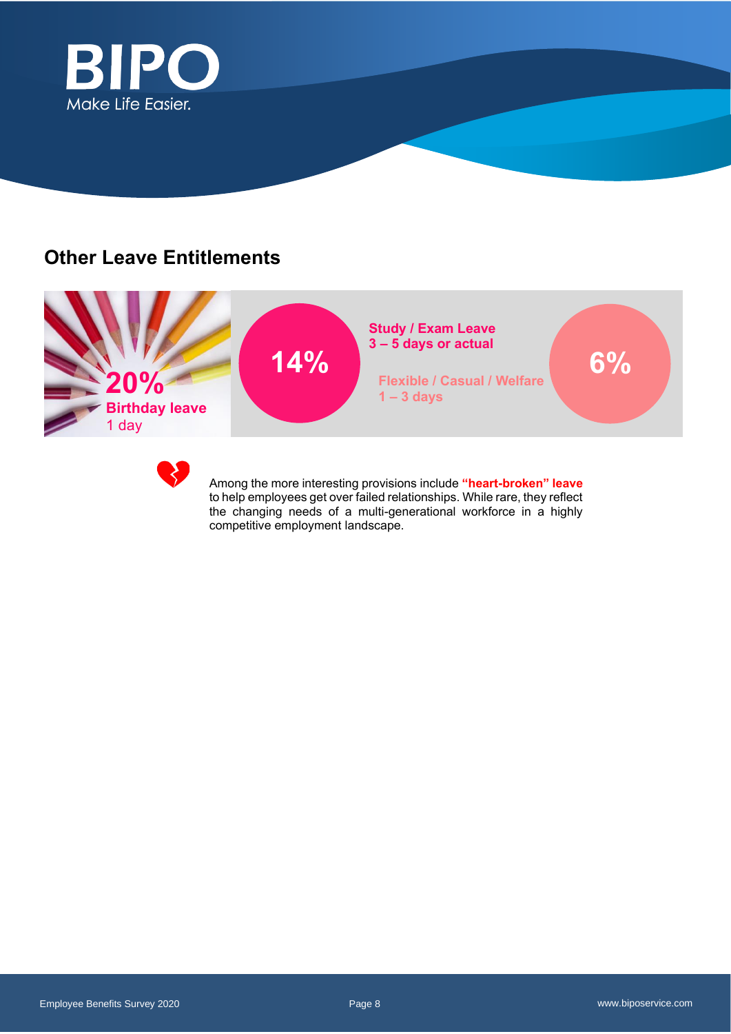## Other Leave Entitlements

**20%**
**Birthday leave**
1 day

**14%**
**Study / Exam Leave**
**3 – 5 days or actual**

**6%**
**Flexible / Casual / Welfare**
**1 – 3 days**

Among the more interesting provisions include **"heart-broken" leave** to help employees get over failed relationships. While rare, they reflect the changing needs of a multi-generational workforce in a highly competitive employment landscape.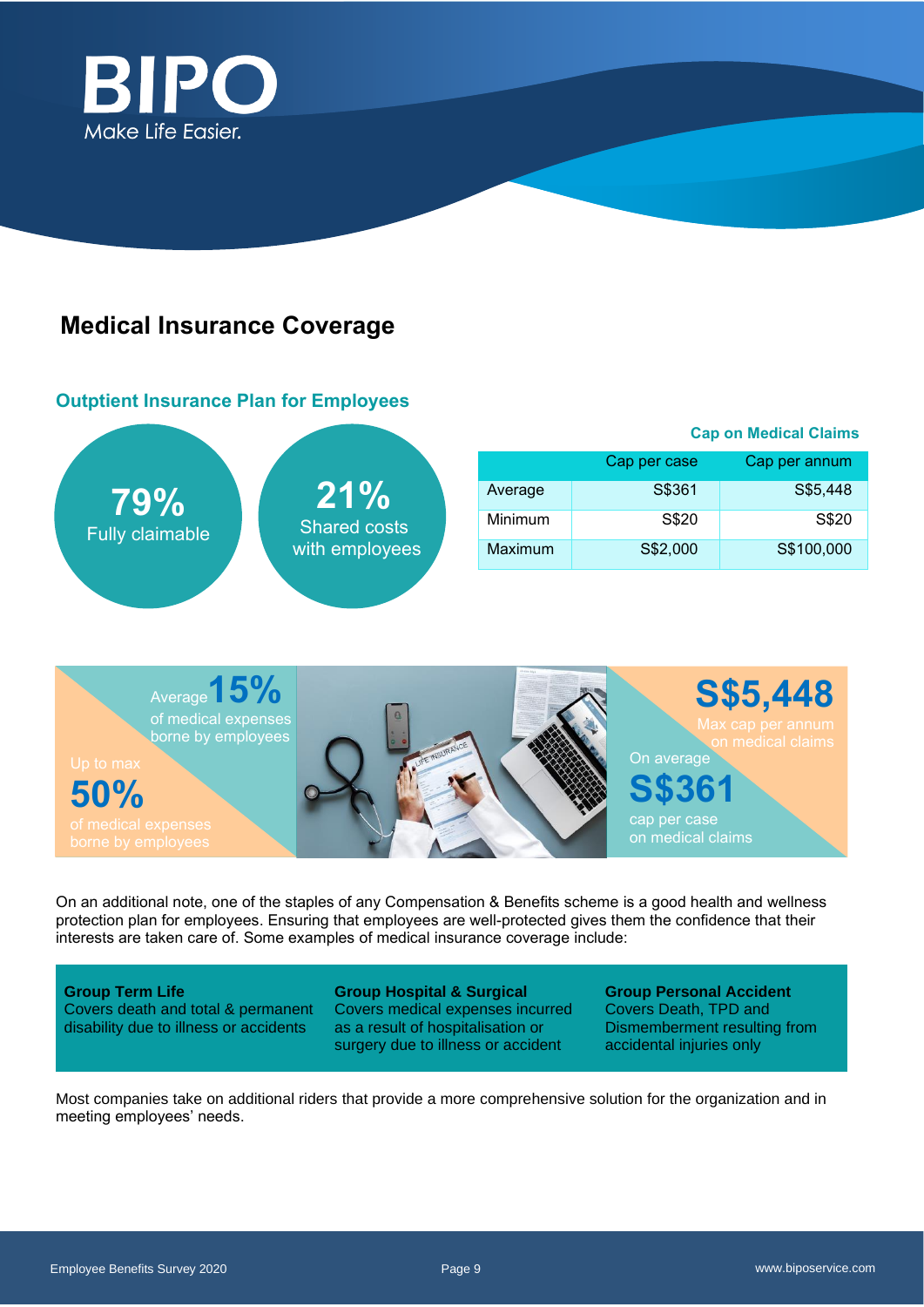## Medical Insurance Coverage

### Outptient Insurance Plan for Employees

**79%** Fully claimable

**21%** Shared costs with employees

**Cap on Medical Claims**

| | Cap per case | Cap per annum |
|---|---|---|
| Average | S$361 | S$5,448 |
| Minimum | S$20 | S$20 |
| Maximum | S$2,000 | S$100,000 |

Average **15%** of medical expenses borne by employees

Up to max **50%** of medical expenses borne by employees

**S$5,448** Max cap per annum on medical claims

On average **S$361** cap per case on medical claims

On an additional note, one of the staples of any Compensation & Benefits scheme is a good health and wellness protection plan for employees. Ensuring that employees are well-protected gives them the confidence that their interests are taken care of. Some examples of medical insurance coverage include:

**Group Term Life**
Covers death and total & permanent disability due to illness or accidents

**Group Hospital & Surgical**
Covers medical expenses incurred as a result of hospitalisation or surgery due to illness or accident

**Group Personal Accident**
Covers Death, TPD and Dismemberment resulting from accidental injuries only

Most companies take on additional riders that provide a more comprehensive solution for the organization and in meeting employees' needs.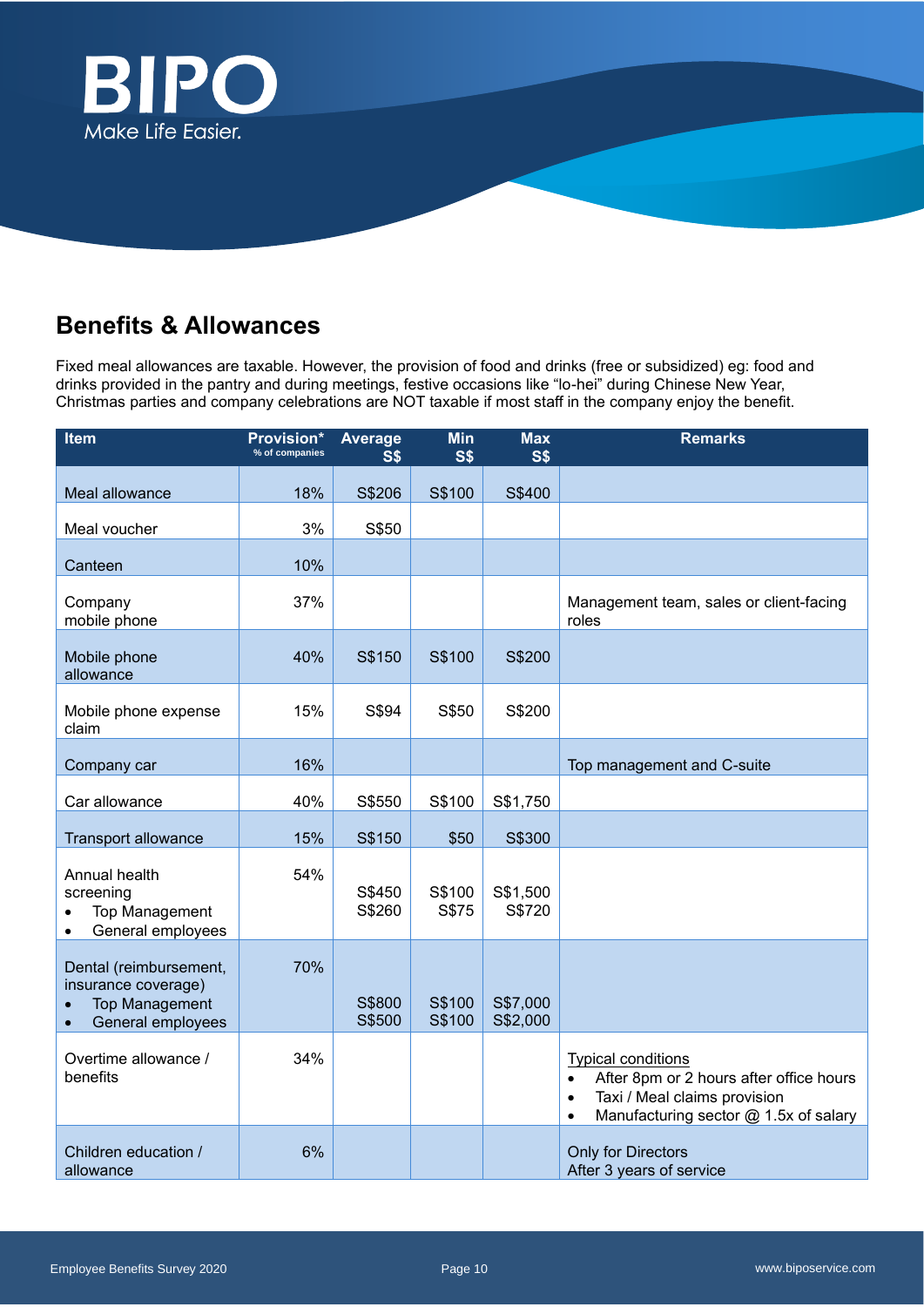## Benefits & Allowances

Fixed meal allowances are taxable. However, the provision of food and drinks (free or subsidized) eg: food and drinks provided in the pantry and during meetings, festive occasions like "lo-hei" during Chinese New Year, Christmas parties and company celebrations are NOT taxable if most staff in the company enjoy the benefit.

| Item | Provision* % of companies | Average S$ | Min S$ | Max S$ | Remarks |
|---|---|---|---|---|---|
| Meal allowance | 18% | S$206 | S$100 | S$400 | |
| Meal voucher | 3% | S$50 | | | |
| Canteen | 10% | | | | |
| Company mobile phone | 37% | | | | Management team, sales or client-facing roles |
| Mobile phone allowance | 40% | S$150 | S$100 | S$200 | |
| Mobile phone expense claim | 15% | S$94 | S$50 | S$200 | |
| Company car | 16% | | | | Top management and C-suite |
| Car allowance | 40% | S$550 | S$100 | S$1,750 | |
| Transport allowance | 15% | S$150 | $50 | S$300 | |
| Annual health screening<br>• Top Management<br>• General employees | 54% | <br>S$450<br>S$260 | <br>S$100<br>S$75 | <br>S$1,500<br>S$720 | |
| Dental (reimbursement, insurance coverage)<br>• Top Management<br>• General employees | 70% | <br>S$800<br>S$500 | <br>S$100<br>S$100 | <br>S$7,000<br>S$2,000 | |
| Overtime allowance / benefits | 34% | | | | Typical conditions<br>• After 8pm or 2 hours after office hours<br>• Taxi / Meal claims provision<br>• Manufacturing sector @ 1.5x of salary |
| Children education / allowance | 6% | | | | Only for Directors<br>After 3 years of service |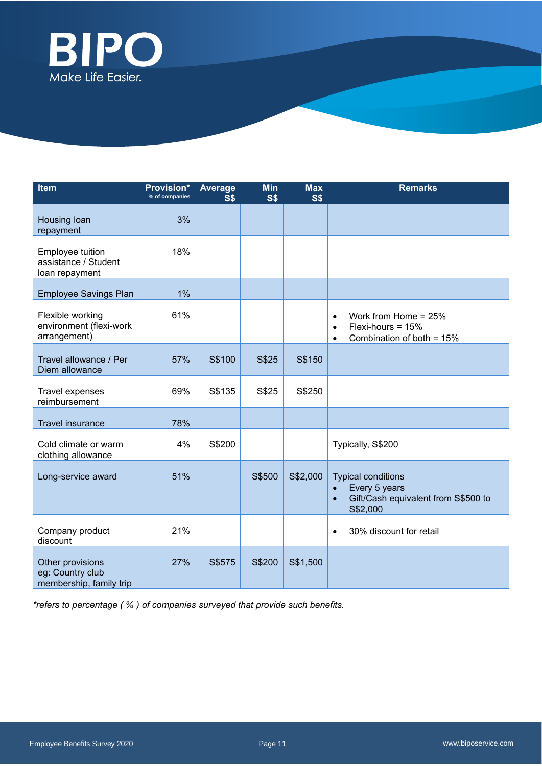| Item | Provision* % of companies | Average S$ | Min S$ | Max S$ | Remarks |
|---|---|---|---|---|---|
| Housing loan repayment | 3% | | | | |
| Employee tuition assistance / Student loan repayment | 18% | | | | |
| Employee Savings Plan | 1% | | | | |
| Flexible working environment (flexi-work arrangement) | 61% | | | | • Work from Home = 25%<br>• Flexi-hours = 15%<br>• Combination of both = 15% |
| Travel allowance / Per Diem allowance | 57% | S$100 | S$25 | S$150 | |
| Travel expenses reimbursement | 69% | S$135 | S$25 | S$250 | |
| Travel insurance | 78% | | | | |
| Cold climate or warm clothing allowance | 4% | S$200 | | | Typically, S$200 |
| Long-service award | 51% | | S$500 | S$2,000 | Typical conditions<br>• Every 5 years<br>• Gift/Cash equivalent from S$500 to S$2,000 |
| Company product discount | 21% | | | | • 30% discount for retail |
| Other provisions eg: Country club membership, family trip | 27% | S$575 | S$200 | S$1,500 | |

*\*refers to percentage ( % ) of companies surveyed that provide such benefits.*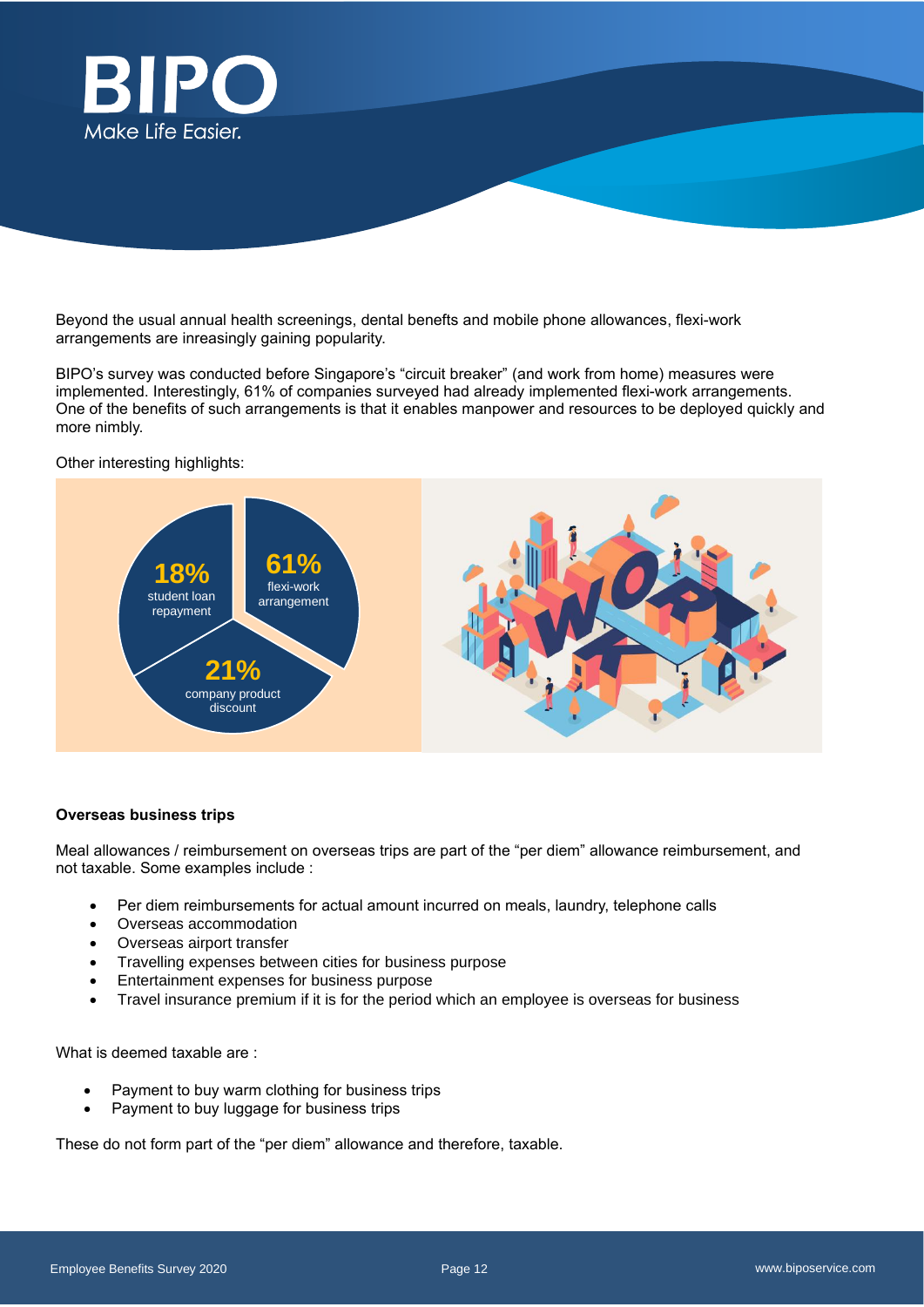Beyond the usual annual health screenings, dental benefts and mobile phone allowances, flexi-work arrangements are inreasingly gaining popularity.

BIPO's survey was conducted before Singapore's "circuit breaker" (and work from home) measures were implemented. Interestingly, 61% of companies surveyed had already implemented flexi-work arrangements. One of the benefits of such arrangements is that it enables manpower and resources to be deployed quickly and more nimbly.

Other interesting highlights:

- 61% flexi-work arrangement
- 21% company product discount
- 18% student loan repayment

**Overseas business trips**

Meal allowances / reimbursement on overseas trips are part of the "per diem" allowance reimbursement, and not taxable. Some examples include :

- Per diem reimbursements for actual amount incurred on meals, laundry, telephone calls
- Overseas accommodation
- Overseas airport transfer
- Travelling expenses between cities for business purpose
- Entertainment expenses for business purpose
- Travel insurance premium if it is for the period which an employee is overseas for business

What is deemed taxable are :

- Payment to buy warm clothing for business trips
- Payment to buy luggage for business trips

These do not form part of the "per diem" allowance and therefore, taxable.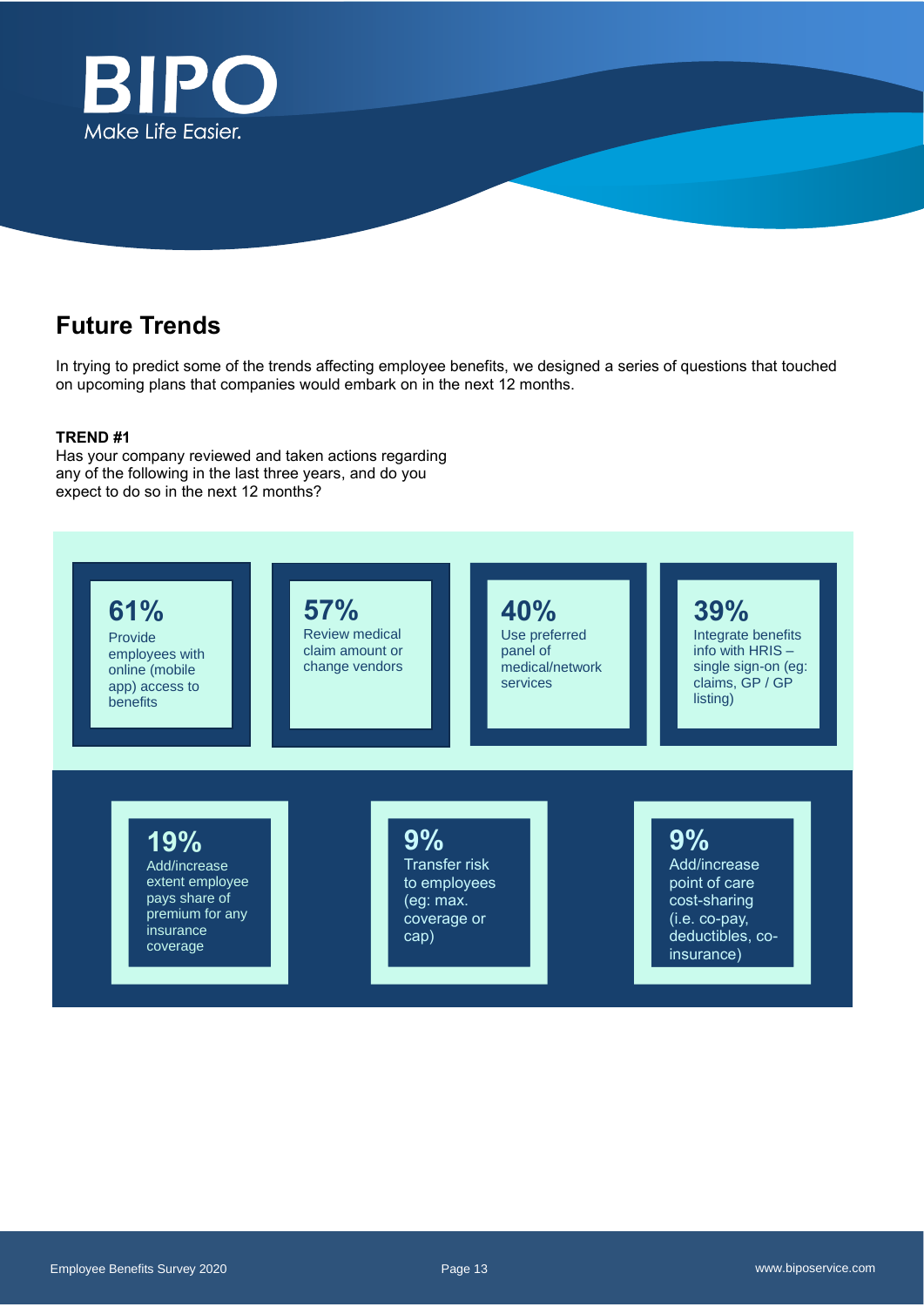## Future Trends

In trying to predict some of the trends affecting employee benefits, we designed a series of questions that touched on upcoming plans that companies would embark on in the next 12 months.

**TREND #1**

Has your company reviewed and taken actions regarding any of the following in the last three years, and do you expect to do so in the next 12 months?

**61%**
Provide employees with online (mobile app) access to benefits

**57%**
Review medical claim amount or change vendors

**40%**
Use preferred panel of medical/network services

**39%**
Integrate benefits info with HRIS – single sign-on (eg: claims, GP / GP listing)

**19%**
Add/increase extent employee pays share of premium for any insurance coverage

**9%**
Transfer risk to employees (eg: max. coverage or cap)

**9%**
Add/increase point of care cost-sharing (i.e. co-pay, deductibles, co-insurance)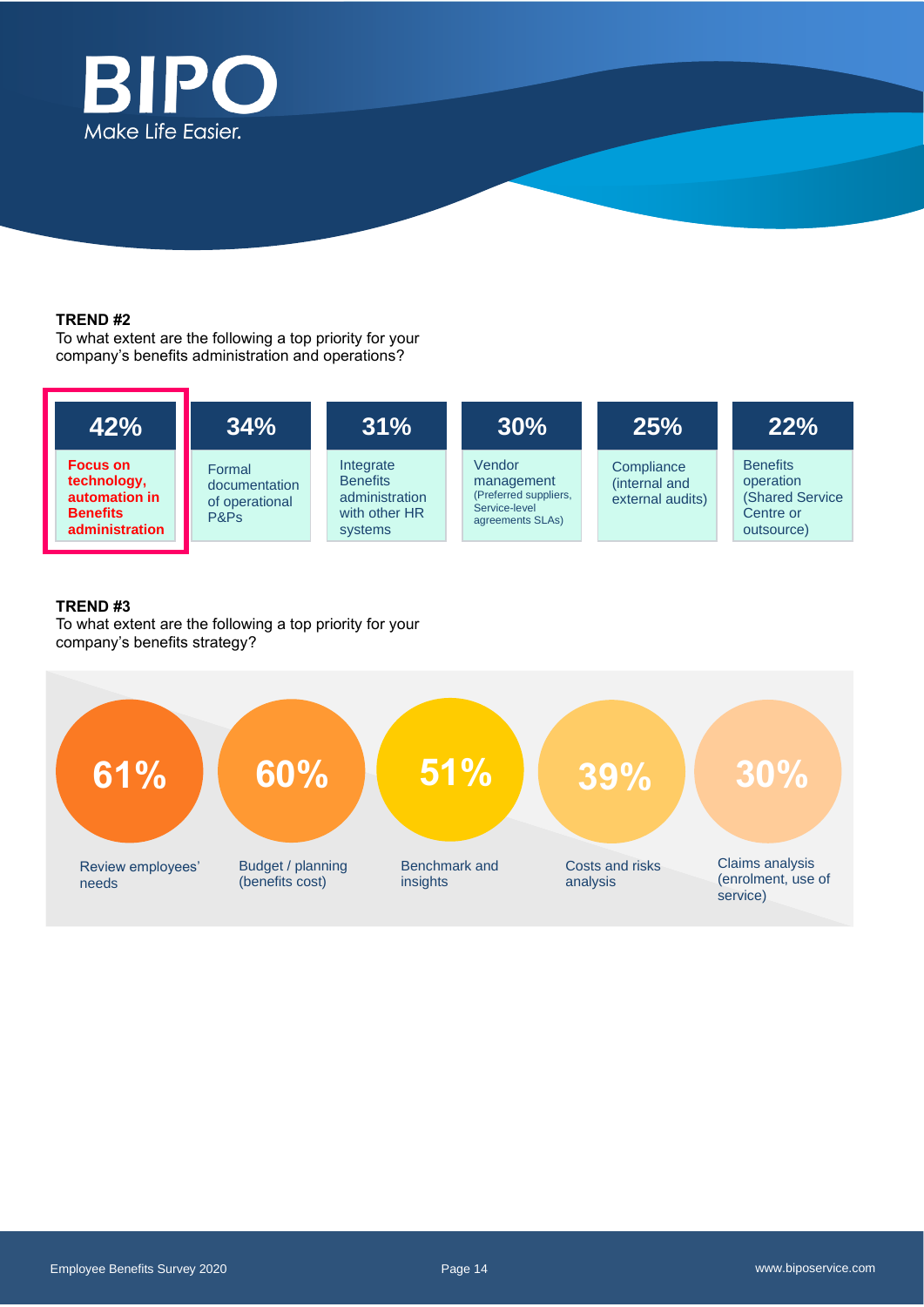**TREND #2**

To what extent are the following a top priority for your company's benefits administration and operations?

| 42% | 34% | 31% | 30% | 25% | 22% |
|---|---|---|---|---|---|
| **Focus on technology, automation in Benefits administration** | Formal documentation of operational P&Ps | Integrate Benefits administration with other HR systems | Vendor management (Preferred suppliers, Service-level agreements SLAs) | Compliance (internal and external audits) | Benefits operation (Shared Service Centre or outsource) |

**TREND #3**

To what extent are the following a top priority for your company's benefits strategy?

| 61% | 60% | 51% | 39% | 30% |
|---|---|---|---|---|
| Review employees' needs | Budget / planning (benefits cost) | Benchmark and insights | Costs and risks analysis | Claims analysis (enrolment, use of service) |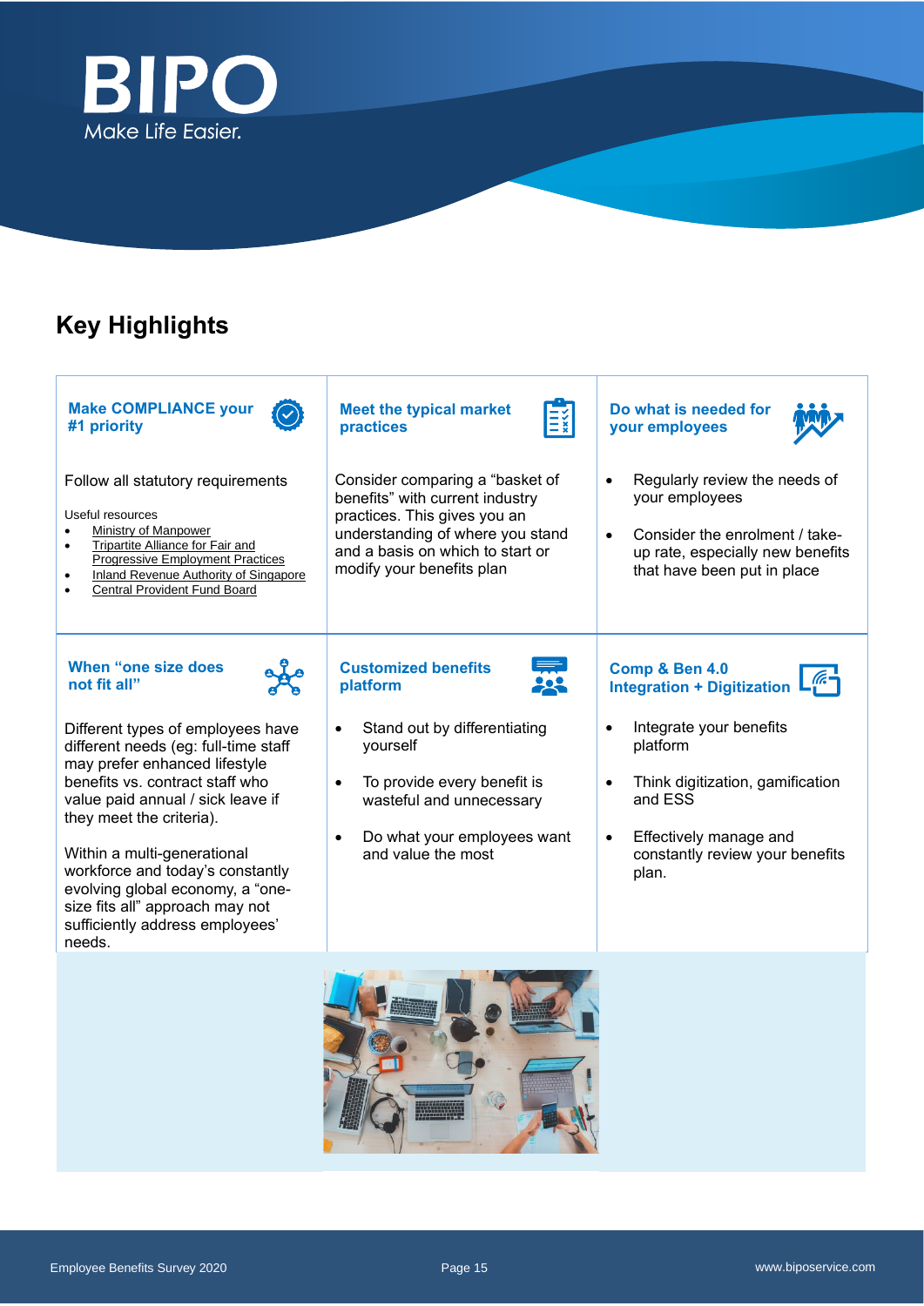# Key Highlights

### Make COMPLIANCE your #1 priority

Follow all statutory requirements

Useful resources

- Ministry of Manpower
- Tripartite Alliance for Fair and Progressive Employment Practices
- Inland Revenue Authority of Singapore
- Central Provident Fund Board

### Meet the typical market practices

Consider comparing a "basket of benefits" with current industry practices. This gives you an understanding of where you stand and a basis on which to start or modify your benefits plan

### Do what is needed for your employees

- Regularly review the needs of your employees
- Consider the enrolment / take-up rate, especially new benefits that have been put in place

### When "one size does not fit all"

Different types of employees have different needs (eg: full-time staff may prefer enhanced lifestyle benefits vs. contract staff who value paid annual / sick leave if they meet the criteria).

Within a multi-generational workforce and today's constantly evolving global economy, a "one-size fits all" approach may not sufficiently address employees' needs.

### Customized benefits platform

- Stand out by differentiating yourself
- To provide every benefit is wasteful and unnecessary
- Do what your employees want and value the most

### Comp & Ben 4.0 Integration + Digitization

- Integrate your benefits platform
- Think digitization, gamification and ESS
- Effectively manage and constantly review your benefits plan.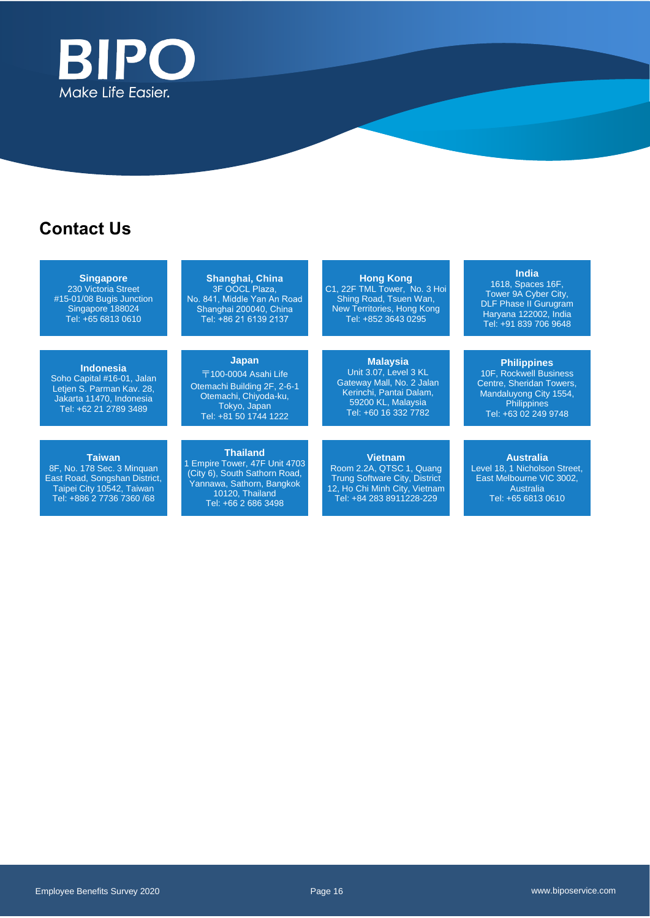BIPO

Make Life Easier.

## Contact Us

**Singapore**
230 Victoria Street
#15-01/08 Bugis Junction
Singapore 188024
Tel: +65 6813 0610

**Shanghai, China**
3F OOCL Plaza,
No. 841, Middle Yan An Road
Shanghai 200040, China
Tel: +86 21 6139 2137

**Hong Kong**
C1, 22F TML Tower, No. 3 Hoi Shing Road, Tsuen Wan,
New Territories, Hong Kong
Tel: +852 3643 0295

**India**
1618, Spaces 16F,
Tower 9A Cyber City,
DLF Phase II Gurugram
Haryana 122002, India
Tel: +91 839 706 9648

**Indonesia**
Soho Capital #16-01, Jalan Letjen S. Parman Kav. 28,
Jakarta 11470, Indonesia
Tel: +62 21 2789 3489

**Japan**
〒100-0004 Asahi Life
Otemachi Building 2F, 2-6-1
Otemachi, Chiyoda-ku,
Tokyo, Japan
Tel: +81 50 1744 1222

**Malaysia**
Unit 3.07, Level 3 KL Gateway Mall, No. 2 Jalan Kerinchi, Pantai Dalam,
59200 KL, Malaysia
Tel: +60 16 332 7782

**Philippines**
10F, Rockwell Business Centre, Sheridan Towers,
Mandaluyong City 1554,
Philippines
Tel: +63 02 249 9748

**Taiwan**
8F, No. 178 Sec. 3 Minquan East Road, Songshan District,
Taipei City 10542, Taiwan
Tel: +886 2 7736 7360 /68

**Thailand**
1 Empire Tower, 47F Unit 4703 (City 6), South Sathorn Road,
Yannawa, Sathorn, Bangkok
10120, Thailand
Tel: +66 2 686 3498

**Vietnam**
Room 2.2A, QTSC 1, Quang Trung Software City, District 12, Ho Chi Minh City, Vietnam
Tel: +84 283 8911228-229

**Australia**
Level 18, 1 Nicholson Street,
East Melbourne VIC 3002,
Australia
Tel: +65 6813 0610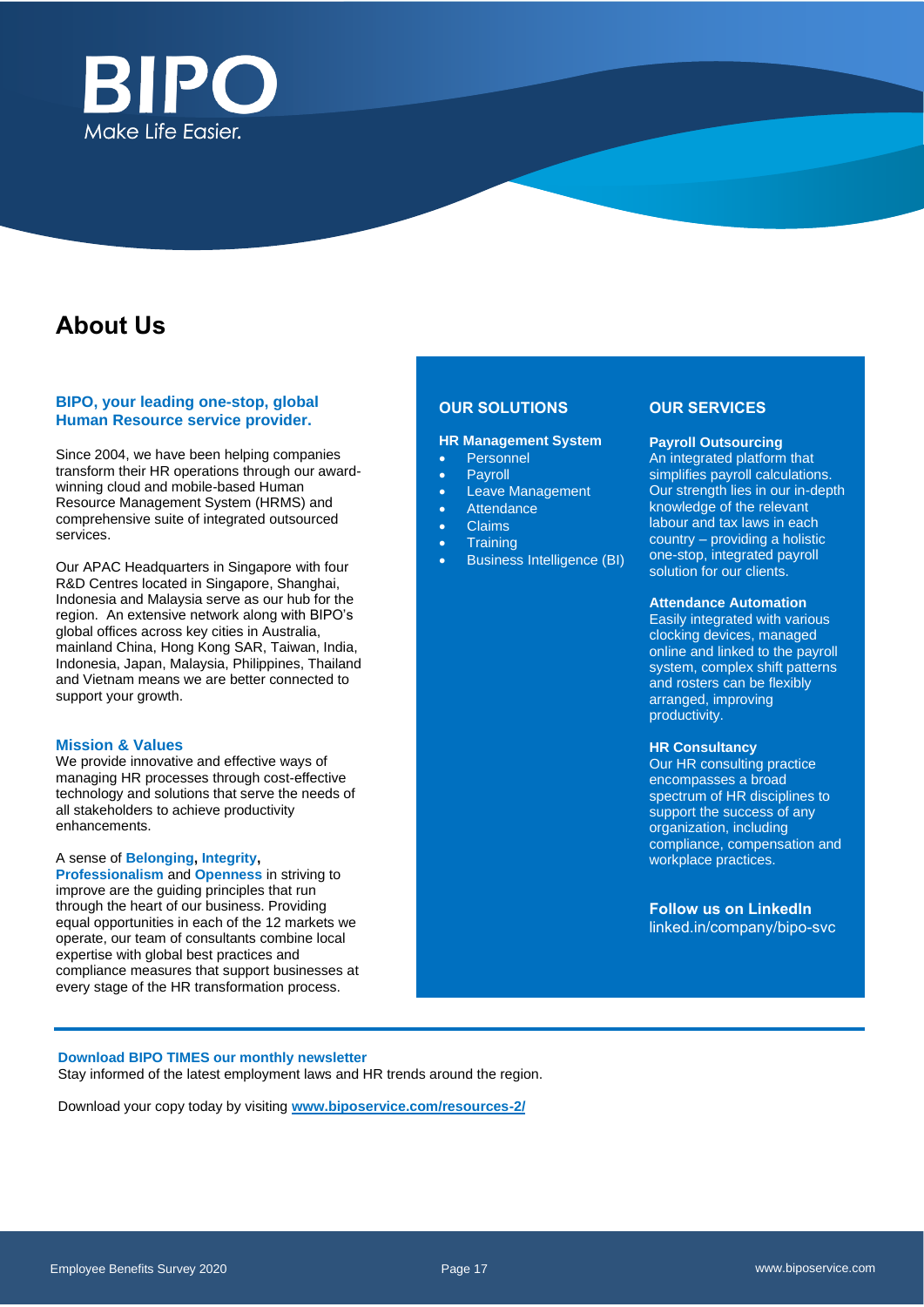BIPO

Make Life Easier.

# About Us

**BIPO, your leading one-stop, global Human Resource service provider.**

Since 2004, we have been helping companies transform their HR operations through our award-winning cloud and mobile-based Human Resource Management System (HRMS) and comprehensive suite of integrated outsourced services.

Our APAC Headquarters in Singapore with four R&D Centres located in Singapore, Shanghai, Indonesia and Malaysia serve as our hub for the region. An extensive network along with BIPO's global offices across key cities in Australia, mainland China, Hong Kong SAR, Taiwan, India, Indonesia, Japan, Malaysia, Philippines, Thailand and Vietnam means we are better connected to support your growth.

**Mission & Values**

We provide innovative and effective ways of managing HR processes through cost-effective technology and solutions that serve the needs of all stakeholders to achieve productivity enhancements.

A sense of **Belonging**, **Integrity**, **Professionalism** and **Openness** in striving to improve are the guiding principles that run through the heart of our business. Providing equal opportunities in each of the 12 markets we operate, our team of consultants combine local expertise with global best practices and compliance measures that support businesses at every stage of the HR transformation process.

## OUR SOLUTIONS

**HR Management System**

- Personnel
- Payroll
- Leave Management
- Attendance
- Claims
- Training
- Business Intelligence (BI)

## OUR SERVICES

**Payroll Outsourcing**

An integrated platform that simplifies payroll calculations. Our strength lies in our in-depth knowledge of the relevant labour and tax laws in each country – providing a holistic one-stop, integrated payroll solution for our clients.

**Attendance Automation**

Easily integrated with various clocking devices, managed online and linked to the payroll system, complex shift patterns and rosters can be flexibly arranged, improving productivity.

**HR Consultancy**

Our HR consulting practice encompasses a broad spectrum of HR disciplines to support the success of any organization, including compliance, compensation and workplace practices.

**Follow us on LinkedIn**

linked.in/company/bipo-svc

---

**Download BIPO TIMES our monthly newsletter**

Stay informed of the latest employment laws and HR trends around the region.

Download your copy today by visiting **www.biposervice.com/resources-2/**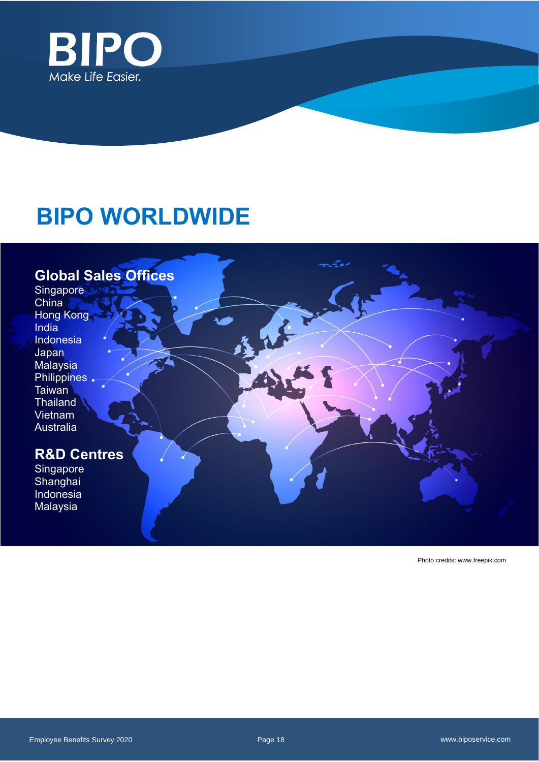BIPO
Make Life Easier.

# BIPO WORLDWIDE

## Global Sales Offices

Singapore
China
Hong Kong
India
Indonesia
Japan
Malaysia
Philippines
Taiwan
Thailand
Vietnam
Australia

## R&D Centres

Singapore
Shanghai
Indonesia
Malaysia

Photo credits: www.freepik.com